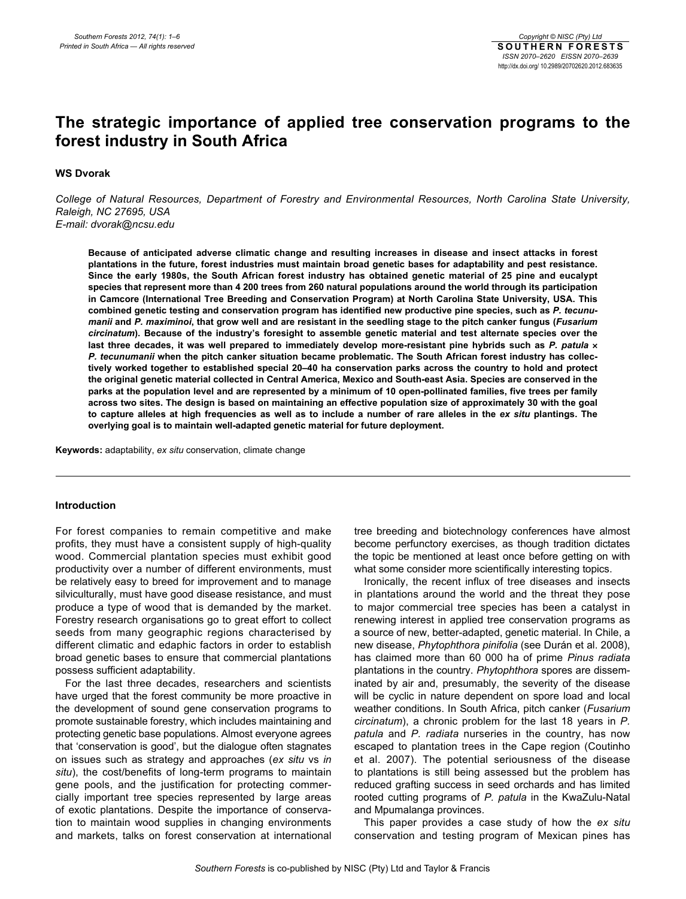# The strategic importance of applied tree conservation programs to the forest industry in South Africa

**WS Dvorak**

*College of Natural Resources, Department of Forestry and Environmental Resources, North Carolina State University, Raleigh, NC 27695, USA*
*E-mail: dvorak@ncsu.edu*

**Because of anticipated adverse climatic change and resulting increases in disease and insect attacks in forest plantations in the future, forest industries must maintain broad genetic bases for adaptability and pest resistance. Since the early 1980s, the South African forest industry has obtained genetic material of 25 pine and eucalypt species that represent more than 4 200 trees from 260 natural populations around the world through its participation in Camcore (International Tree Breeding and Conservation Program) at North Carolina State University, USA. This combined genetic testing and conservation program has identified new productive pine species, such as *P. tecunumanii* and *P. maximinoi*, that grow well and are resistant in the seedling stage to the pitch canker fungus (*Fusarium circinatum*). Because of the industry's foresight to assemble genetic material and test alternate species over the last three decades, it was well prepared to immediately develop more-resistant pine hybrids such as *P. patula* × *P. tecunumanii* when the pitch canker situation became problematic. The South African forest industry has collectively worked together to established special 20–40 ha conservation parks across the country to hold and protect the original genetic material collected in Central America, Mexico and South-east Asia. Species are conserved in the parks at the population level and are represented by a minimum of 10 open-pollinated families, five trees per family across two sites. The design is based on maintaining an effective population size of approximately 30 with the goal to capture alleles at high frequencies as well as to include a number of rare alleles in the *ex situ* plantings. The overlying goal is to maintain well-adapted genetic material for future deployment.**

**Keywords:** adaptability, *ex situ* conservation, climate change

## Introduction

For forest companies to remain competitive and make profits, they must have a consistent supply of high-quality wood. Commercial plantation species must exhibit good productivity over a number of different environments, must be relatively easy to breed for improvement and to manage silviculturally, must have good disease resistance, and must produce a type of wood that is demanded by the market. Forestry research organisations go to great effort to collect seeds from many geographic regions characterised by different climatic and edaphic factors in order to establish broad genetic bases to ensure that commercial plantations possess sufficient adaptability.

For the last three decades, researchers and scientists have urged that the forest community be more proactive in the development of sound gene conservation programs to promote sustainable forestry, which includes maintaining and protecting genetic base populations. Almost everyone agrees that 'conservation is good', but the dialogue often stagnates on issues such as strategy and approaches (*ex situ* vs *in situ*), the cost/benefits of long-term programs to maintain gene pools, and the justification for protecting commercially important tree species represented by large areas of exotic plantations. Despite the importance of conservation to maintain wood supplies in changing environments and markets, talks on forest conservation at international tree breeding and biotechnology conferences have almost become perfunctory exercises, as though tradition dictates the topic be mentioned at least once before getting on with what some consider more scientifically interesting topics.

Ironically, the recent influx of tree diseases and insects in plantations around the world and the threat they pose to major commercial tree species has been a catalyst in renewing interest in applied tree conservation programs as a source of new, better-adapted, genetic material. In Chile, a new disease, *Phytophthora pinifolia* (see Durán et al. 2008), has claimed more than 60 000 ha of prime *Pinus radiata* plantations in the country. *Phytophthora* spores are disseminated by air and, presumably, the severity of the disease will be cyclic in nature dependent on spore load and local weather conditions. In South Africa, pitch canker (*Fusarium circinatum*), a chronic problem for the last 18 years in *P. patula* and *P. radiata* nurseries in the country, has now escaped to plantation trees in the Cape region (Coutinho et al. 2007). The potential seriousness of the disease to plantations is still being assessed but the problem has reduced grafting success in seed orchards and has limited rooted cutting programs of *P. patula* in the KwaZulu-Natal and Mpumalanga provinces.

This paper provides a case study of how the *ex situ* conservation and testing program of Mexican pines has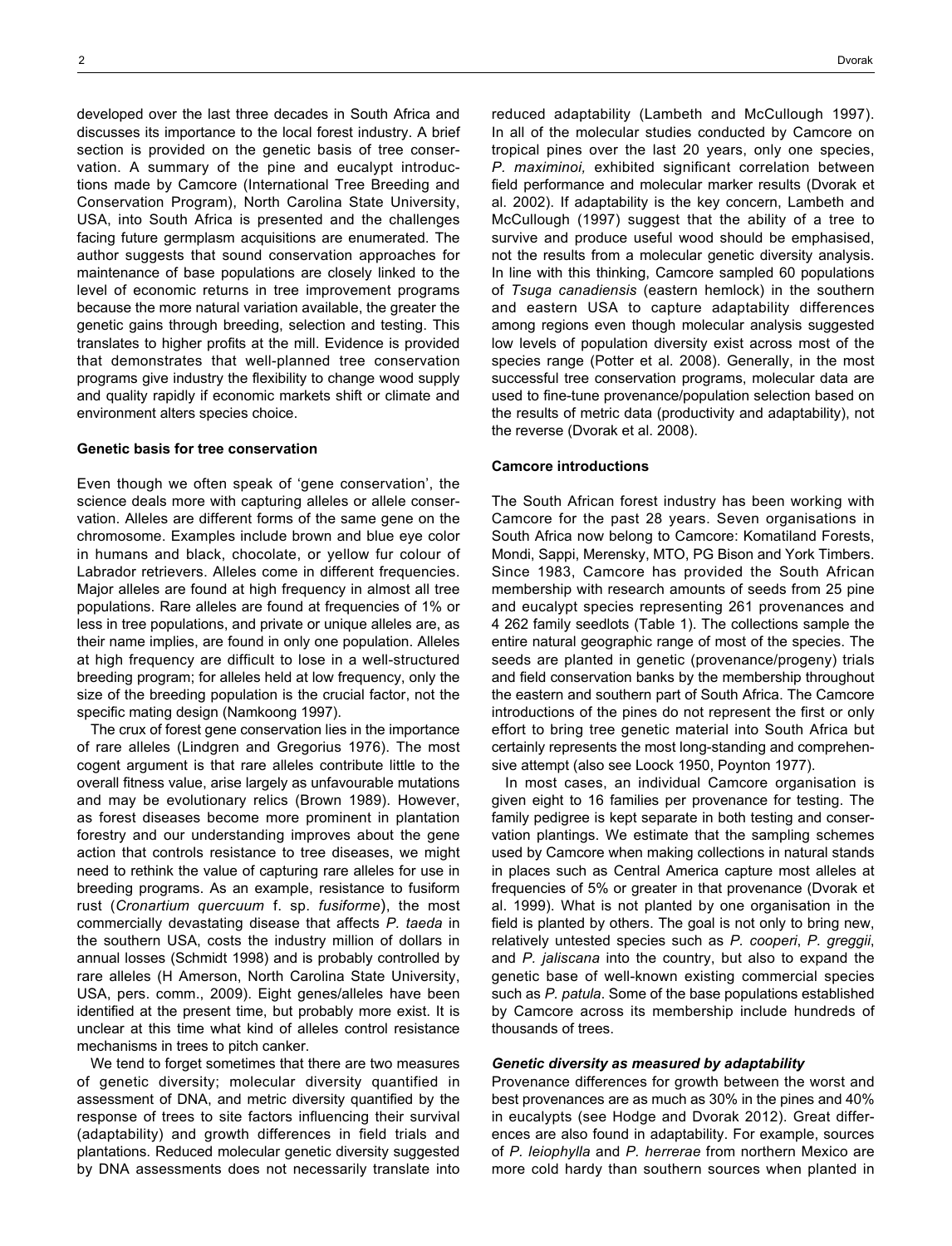developed over the last three decades in South Africa and discusses its importance to the local forest industry. A brief section is provided on the genetic basis of tree conservation. A summary of the pine and eucalypt introductions made by Camcore (International Tree Breeding and Conservation Program), North Carolina State University, USA, into South Africa is presented and the challenges facing future germplasm acquisitions are enumerated. The author suggests that sound conservation approaches for maintenance of base populations are closely linked to the level of economic returns in tree improvement programs because the more natural variation available, the greater the genetic gains through breeding, selection and testing. This translates to higher profits at the mill. Evidence is provided that demonstrates that well-planned tree conservation programs give industry the flexibility to change wood supply and quality rapidly if economic markets shift or climate and environment alters species choice.

## Genetic basis for tree conservation

Even though we often speak of 'gene conservation', the science deals more with capturing alleles or allele conservation. Alleles are different forms of the same gene on the chromosome. Examples include brown and blue eye color in humans and black, chocolate, or yellow fur colour of Labrador retrievers. Alleles come in different frequencies. Major alleles are found at high frequency in almost all tree populations. Rare alleles are found at frequencies of 1% or less in tree populations, and private or unique alleles are, as their name implies, are found in only one population. Alleles at high frequency are difficult to lose in a well-structured breeding program; for alleles held at low frequency, only the size of the breeding population is the crucial factor, not the specific mating design (Namkoong 1997).

The crux of forest gene conservation lies in the importance of rare alleles (Lindgren and Gregorius 1976). The most cogent argument is that rare alleles contribute little to the overall fitness value, arise largely as unfavourable mutations and may be evolutionary relics (Brown 1989). However, as forest diseases become more prominent in plantation forestry and our understanding improves about the gene action that controls resistance to tree diseases, we might need to rethink the value of capturing rare alleles for use in breeding programs. As an example, resistance to fusiform rust (*Cronartium quercuum* f. sp. *fusiforme*), the most commercially devastating disease that affects *P. taeda* in the southern USA, costs the industry million of dollars in annual losses (Schmidt 1998) and is probably controlled by rare alleles (H Amerson, North Carolina State University, USA, pers. comm., 2009). Eight genes/alleles have been identified at the present time, but probably more exist. It is unclear at this time what kind of alleles control resistance mechanisms in trees to pitch canker.

We tend to forget sometimes that there are two measures of genetic diversity; molecular diversity quantified in assessment of DNA, and metric diversity quantified by the response of trees to site factors influencing their survival (adaptability) and growth differences in field trials and plantations. Reduced molecular genetic diversity suggested by DNA assessments does not necessarily translate into reduced adaptability (Lambeth and McCullough 1997). In all of the molecular studies conducted by Camcore on tropical pines over the last 20 years, only one species, *P. maximinoi,* exhibited significant correlation between field performance and molecular marker results (Dvorak et al. 2002). If adaptability is the key concern, Lambeth and McCullough (1997) suggest that the ability of a tree to survive and produce useful wood should be emphasised, not the results from a molecular genetic diversity analysis. In line with this thinking, Camcore sampled 60 populations of *Tsuga canadiensis* (eastern hemlock) in the southern and eastern USA to capture adaptability differences among regions even though molecular analysis suggested low levels of population diversity exist across most of the species range (Potter et al. 2008). Generally, in the most successful tree conservation programs, molecular data are used to fine-tune provenance/population selection based on the results of metric data (productivity and adaptability), not the reverse (Dvorak et al. 2008).

## Camcore introductions

The South African forest industry has been working with Camcore for the past 28 years. Seven organisations in South Africa now belong to Camcore: Komatiland Forests, Mondi, Sappi, Merensky, MTO, PG Bison and York Timbers. Since 1983, Camcore has provided the South African membership with research amounts of seeds from 25 pine and eucalypt species representing 261 provenances and 4 262 family seedlots (Table 1). The collections sample the entire natural geographic range of most of the species. The seeds are planted in genetic (provenance/progeny) trials and field conservation banks by the membership throughout the eastern and southern part of South Africa. The Camcore introductions of the pines do not represent the first or only effort to bring tree genetic material into South Africa but certainly represents the most long-standing and comprehensive attempt (also see Loock 1950, Poynton 1977).

In most cases, an individual Camcore organisation is given eight to 16 families per provenance for testing. The family pedigree is kept separate in both testing and conservation plantings. We estimate that the sampling schemes used by Camcore when making collections in natural stands in places such as Central America capture most alleles at frequencies of 5% or greater in that provenance (Dvorak et al. 1999). What is not planted by one organisation in the field is planted by others. The goal is not only to bring new, relatively untested species such as *P. cooperi*, *P. greggii*, and *P. jaliscana* into the country, but also to expand the genetic base of well-known existing commercial species such as *P. patula*. Some of the base populations established by Camcore across its membership include hundreds of thousands of trees.

### *Genetic diversity as measured by adaptability*

Provenance differences for growth between the worst and best provenances are as much as 30% in the pines and 40% in eucalypts (see Hodge and Dvorak 2012). Great differences are also found in adaptability. For example, sources of *P. leiophylla* and *P. herrerae* from northern Mexico are more cold hardy than southern sources when planted in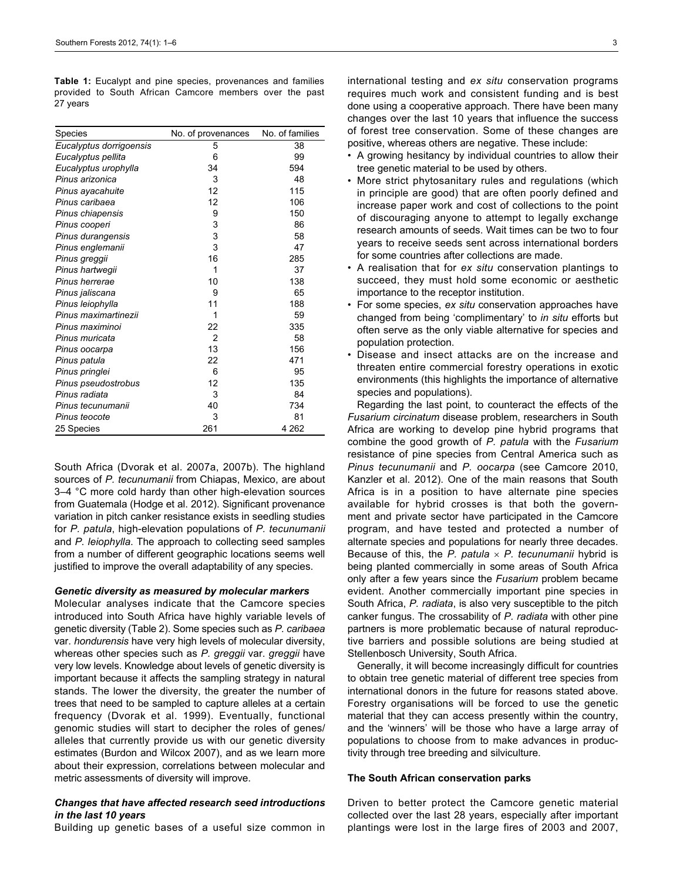**Table 1:** Eucalypt and pine species, provenances and families provided to South African Camcore members over the past 27 years

| Species | No. of provenances | No. of families |
|---|---|---|
| *Eucalyptus dorrigoensis* | 5 | 38 |
| *Eucalyptus pellita* | 6 | 99 |
| *Eucalyptus urophylla* | 34 | 594 |
| *Pinus arizonica* | 3 | 48 |
| *Pinus ayacahuite* | 12 | 115 |
| *Pinus caribaea* | 12 | 106 |
| *Pinus chiapensis* | 9 | 150 |
| *Pinus cooperi* | 3 | 86 |
| *Pinus durangensis* | 3 | 58 |
| *Pinus englemanii* | 3 | 47 |
| *Pinus greggii* | 16 | 285 |
| *Pinus hartwegii* | 1 | 37 |
| *Pinus herrerae* | 10 | 138 |
| *Pinus jaliscana* | 9 | 65 |
| *Pinus leiophylla* | 11 | 188 |
| *Pinus maximartinezii* | 1 | 59 |
| *Pinus maximinoi* | 22 | 335 |
| *Pinus muricata* | 2 | 58 |
| *Pinus oocarpa* | 13 | 156 |
| *Pinus patula* | 22 | 471 |
| *Pinus pringlei* | 6 | 95 |
| *Pinus pseudostrobus* | 12 | 135 |
| *Pinus radiata* | 3 | 84 |
| *Pinus tecunumanii* | 40 | 734 |
| *Pinus teocote* | 3 | 81 |
| 25 Species | 261 | 4 262 |

South Africa (Dvorak et al. 2007a, 2007b). The highland sources of *P. tecunumanii* from Chiapas, Mexico, are about 3–4 °C more cold hardy than other high-elevation sources from Guatemala (Hodge et al. 2012). Significant provenance variation in pitch canker resistance exists in seedling studies for *P. patula*, high-elevation populations of *P. tecunumanii* and *P. leiophylla*. The approach to collecting seed samples from a number of different geographic locations seems well justified to improve the overall adaptability of any species.

### *Genetic diversity as measured by molecular markers*

Molecular analyses indicate that the Camcore species introduced into South Africa have highly variable levels of genetic diversity (Table 2). Some species such as *P. caribaea* var. *hondurensis* have very high levels of molecular diversity, whereas other species such as *P. greggii* var. *greggii* have very low levels. Knowledge about levels of genetic diversity is important because it affects the sampling strategy in natural stands. The lower the diversity, the greater the number of trees that need to be sampled to capture alleles at a certain frequency (Dvorak et al. 1999). Eventually, functional genomic studies will start to decipher the roles of genes/alleles that currently provide us with our genetic diversity estimates (Burdon and Wilcox 2007), and as we learn more about their expression, correlations between molecular and metric assessments of diversity will improve.

### *Changes that have affected research seed introductions in the last 10 years*

Building up genetic bases of a useful size common in international testing and *ex situ* conservation programs requires much work and consistent funding and is best done using a cooperative approach. There have been many changes over the last 10 years that influence the success of forest tree conservation. Some of these changes are positive, whereas others are negative. These include:

- A growing hesitancy by individual countries to allow their tree genetic material to be used by others.
- More strict phytosanitary rules and regulations (which in principle are good) that are often poorly defined and increase paper work and cost of collections to the point of discouraging anyone to attempt to legally exchange research amounts of seeds. Wait times can be two to four years to receive seeds sent across international borders for some countries after collections are made.
- A realisation that for *ex situ* conservation plantings to succeed, they must hold some economic or aesthetic importance to the receptor institution.
- For some species, *ex situ* conservation approaches have changed from being 'complimentary' to *in situ* efforts but often serve as the only viable alternative for species and population protection.
- Disease and insect attacks are on the increase and threaten entire commercial forestry operations in exotic environments (this highlights the importance of alternative species and populations).

Regarding the last point, to counteract the effects of the *Fusarium circinatum* disease problem, researchers in South Africa are working to develop pine hybrid programs that combine the good growth of *P. patula* with the *Fusarium* resistance of pine species from Central America such as *Pinus tecunumanii* and *P. oocarpa* (see Camcore 2010, Kanzler et al. 2012). One of the main reasons that South Africa is in a position to have alternate pine species available for hybrid crosses is that both the government and private sector have participated in the Camcore program, and have tested and protected a number of alternate species and populations for nearly three decades. Because of this, the *P. patula* × *P. tecunumanii* hybrid is being planted commercially in some areas of South Africa only after a few years since the *Fusarium* problem became evident. Another commercially important pine species in South Africa, *P. radiata*, is also very susceptible to the pitch canker fungus. The crossability of *P. radiata* with other pine partners is more problematic because of natural reproductive barriers and possible solutions are being studied at Stellenbosch University, South Africa.

Generally, it will become increasingly difficult for countries to obtain tree genetic material of different tree species from international donors in the future for reasons stated above. Forestry organisations will be forced to use the genetic material that they can access presently within the country, and the 'winners' will be those who have a large array of populations to choose from to make advances in productivity through tree breeding and silviculture.

## The South African conservation parks

Driven to better protect the Camcore genetic material collected over the last 28 years, especially after important plantings were lost in the large fires of 2003 and 2007,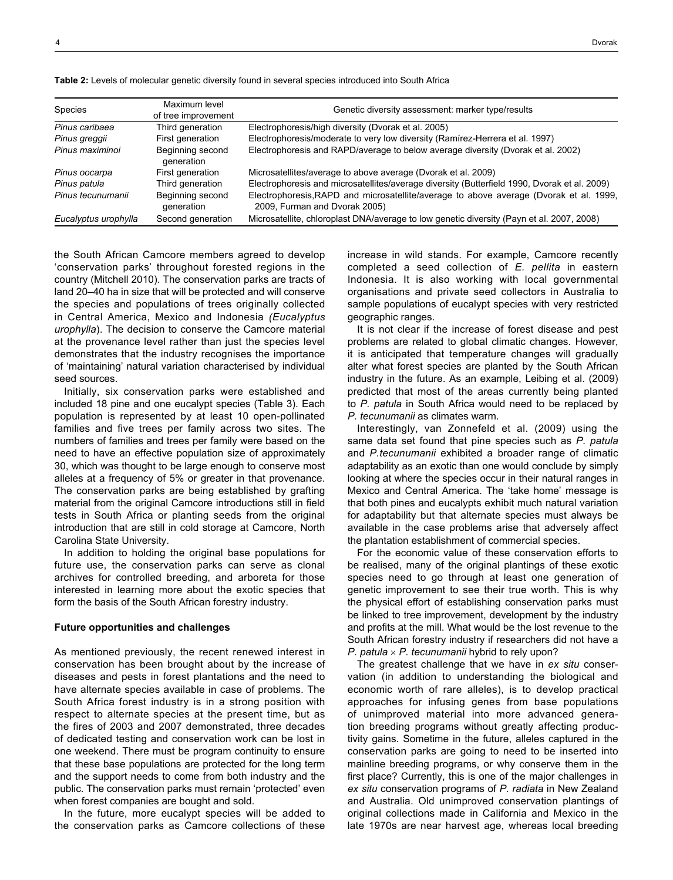**Table 2:** Levels of molecular genetic diversity found in several species introduced into South Africa

| Species | Maximum level of tree improvement | Genetic diversity assessment: marker type/results |
|---|---|---|
| *Pinus caribaea* | Third generation | Electrophoresis/high diversity (Dvorak et al. 2005) |
| *Pinus greggii* | First generation | Electrophoresis/moderate to very low diversity (Ramírez-Herrera et al. 1997) |
| *Pinus maximinoi* | Beginning second generation | Electrophoresis and RAPD/average to below average diversity (Dvorak et al. 2002) |
| *Pinus oocarpa* | First generation | Microsatellites/average to above average (Dvorak et al. 2009) |
| *Pinus patula* | Third generation | Electrophoresis and microsatellites/average diversity (Butterfield 1990, Dvorak et al. 2009) |
| *Pinus tecunumanii* | Beginning second generation | Electrophoresis,RAPD and microsatellite/average to above average (Dvorak et al. 1999, 2009, Furman and Dvorak 2005) |
| *Eucalyptus urophylla* | Second generation | Microsatellite, chloroplast DNA/average to low genetic diversity (Payn et al. 2007, 2008) |

the South African Camcore members agreed to develop 'conservation parks' throughout forested regions in the country (Mitchell 2010). The conservation parks are tracts of land 20–40 ha in size that will be protected and will conserve the species and populations of trees originally collected in Central America, Mexico and Indonesia *(Eucalyptus urophylla*). The decision to conserve the Camcore material at the provenance level rather than just the species level demonstrates that the industry recognises the importance of 'maintaining' natural variation characterised by individual seed sources.

Initially, six conservation parks were established and included 18 pine and one eucalypt species (Table 3). Each population is represented by at least 10 open-pollinated families and five trees per family across two sites. The numbers of families and trees per family were based on the need to have an effective population size of approximately 30, which was thought to be large enough to conserve most alleles at a frequency of 5% or greater in that provenance. The conservation parks are being established by grafting material from the original Camcore introductions still in field tests in South Africa or planting seeds from the original introduction that are still in cold storage at Camcore, North Carolina State University.

In addition to holding the original base populations for future use, the conservation parks can serve as clonal archives for controlled breeding, and arboreta for those interested in learning more about the exotic species that form the basis of the South African forestry industry.

### Future opportunities and challenges

As mentioned previously, the recent renewed interest in conservation has been brought about by the increase of diseases and pests in forest plantations and the need to have alternate species available in case of problems. The South Africa forest industry is in a strong position with respect to alternate species at the present time, but as the fires of 2003 and 2007 demonstrated, three decades of dedicated testing and conservation work can be lost in one weekend. There must be program continuity to ensure that these base populations are protected for the long term and the support needs to come from both industry and the public. The conservation parks must remain 'protected' even when forest companies are bought and sold.

In the future, more eucalypt species will be added to the conservation parks as Camcore collections of these increase in wild stands. For example, Camcore recently completed a seed collection of *E. pellita* in eastern Indonesia. It is also working with local governmental organisations and private seed collectors in Australia to sample populations of eucalypt species with very restricted geographic ranges.

It is not clear if the increase of forest disease and pest problems are related to global climatic changes. However, it is anticipated that temperature changes will gradually alter what forest species are planted by the South African industry in the future. As an example, Leibing et al. (2009) predicted that most of the areas currently being planted to *P. patula* in South Africa would need to be replaced by *P. tecunumanii* as climates warm.

Interestingly, van Zonnefeld et al. (2009) using the same data set found that pine species such as *P. patula* and *P.tecunumanii* exhibited a broader range of climatic adaptability as an exotic than one would conclude by simply looking at where the species occur in their natural ranges in Mexico and Central America. The 'take home' message is that both pines and eucalypts exhibit much natural variation for adaptability but that alternate species must always be available in the case problems arise that adversely affect the plantation establishment of commercial species.

For the economic value of these conservation efforts to be realised, many of the original plantings of these exotic species need to go through at least one generation of genetic improvement to see their true worth. This is why the physical effort of establishing conservation parks must be linked to tree improvement, development by the industry and profits at the mill. What would be the lost revenue to the South African forestry industry if researchers did not have a *P. patula* × *P. tecunumanii* hybrid to rely upon?

The greatest challenge that we have in *ex situ* conservation (in addition to understanding the biological and economic worth of rare alleles), is to develop practical approaches for infusing genes from base populations of unimproved material into more advanced generation breeding programs without greatly affecting productivity gains. Sometime in the future, alleles captured in the conservation parks are going to need to be inserted into mainline breeding programs, or why conserve them in the first place? Currently, this is one of the major challenges in *ex situ* conservation programs of *P. radiata* in New Zealand and Australia. Old unimproved conservation plantings of original collections made in California and Mexico in the late 1970s are near harvest age, whereas local breeding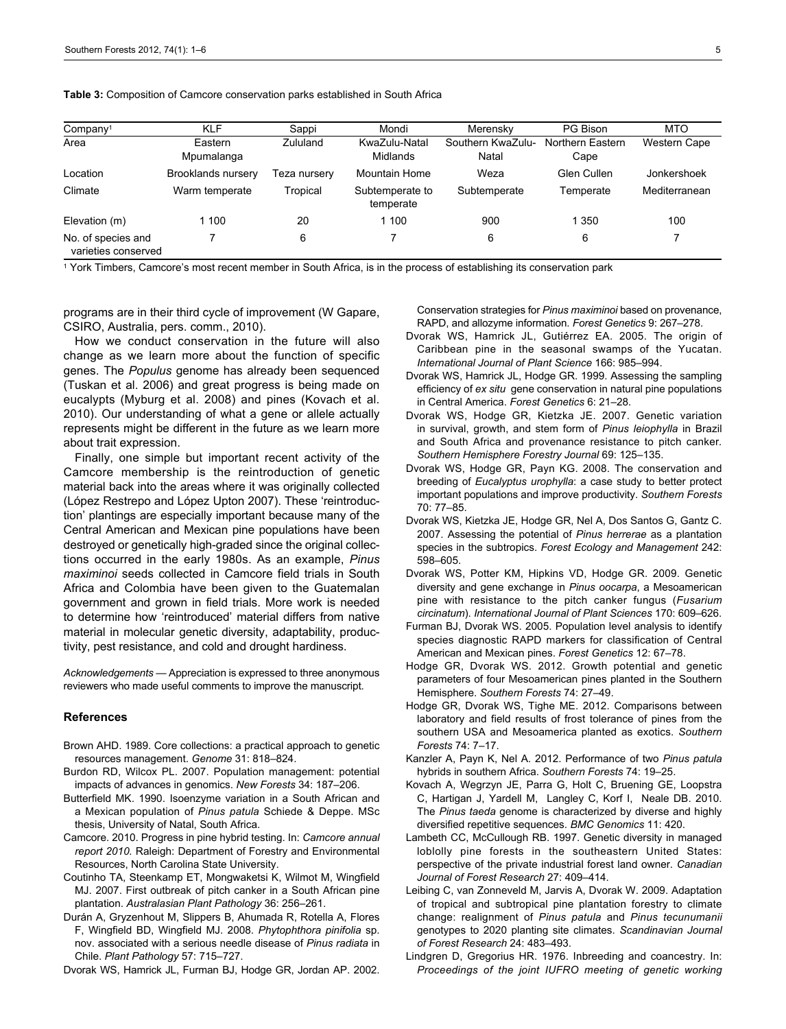**Table 3:** Composition of Camcore conservation parks established in South Africa

| Company[1] | KLF | Sappi | Mondi | Merensky | PG Bison | MTO |
|---|---|---|---|---|---|---|
| Area | Eastern Mpumalanga | Zululand | KwaZulu-Natal Midlands | Southern KwaZulu-Natal | Northern Eastern Cape | Western Cape |
| Location | Brooklands nursery | Teza nursery | Mountain Home | Weza | Glen Cullen | Jonkershoek |
| Climate | Warm temperate | Tropical | Subtemperate to temperate | Subtemperate | Temperate | Mediterranean |
| Elevation (m) | 1 100 | 20 | 1 100 | 900 | 1 350 | 100 |
| No. of species and varieties conserved | 7 | 6 | 7 | 6 | 6 | 7 |

[1] York Timbers, Camcore's most recent member in South Africa, is in the process of establishing its conservation park

programs are in their third cycle of improvement (W Gapare, CSIRO, Australia, pers. comm., 2010).

How we conduct conservation in the future will also change as we learn more about the function of specific genes. The *Populus* genome has already been sequenced (Tuskan et al. 2006) and great progress is being made on eucalypts (Myburg et al. 2008) and pines (Kovach et al. 2010). Our understanding of what a gene or allele actually represents might be different in the future as we learn more about trait expression.

Finally, one simple but important recent activity of the Camcore membership is the reintroduction of genetic material back into the areas where it was originally collected (López Restrepo and López Upton 2007). These 'reintroduction' plantings are especially important because many of the Central American and Mexican pine populations have been destroyed or genetically high-graded since the original collections occurred in the early 1980s. As an example, *Pinus maximinoi* seeds collected in Camcore field trials in South Africa and Colombia have been given to the Guatemalan government and grown in field trials. More work is needed to determine how 'reintroduced' material differs from native material in molecular genetic diversity, adaptability, productivity, pest resistance, and cold and drought hardiness.

*Acknowledgements* — Appreciation is expressed to three anonymous reviewers who made useful comments to improve the manuscript.

## References

Brown AHD. 1989. Core collections: a practical approach to genetic resources management. *Genome* 31: 818–824.

Burdon RD, Wilcox PL. 2007. Population management: potential impacts of advances in genomics. *New Forests* 34: 187–206.

Butterfield MK. 1990. Isoenzyme variation in a South African and a Mexican population of *Pinus patula* Schiede & Deppe. MSc thesis, University of Natal, South Africa.

Camcore. 2010. Progress in pine hybrid testing. In: *Camcore annual report 2010*. Raleigh: Department of Forestry and Environmental Resources, North Carolina State University.

Coutinho TA, Steenkamp ET, Mongwaketsi K, Wilmot M, Wingfield MJ. 2007. First outbreak of pitch canker in a South African pine plantation. *Australasian Plant Pathology* 36: 256–261.

Durán A, Gryzenhout M, Slippers B, Ahumada R, Rotella A, Flores F, Wingfield BD, Wingfield MJ. 2008. *Phytophthora pinifolia* sp. nov. associated with a serious needle disease of *Pinus radiata* in Chile. *Plant Pathology* 57: 715–727.

Dvorak WS, Hamrick JL, Furman BJ, Hodge GR, Jordan AP. 2002. Conservation strategies for *Pinus maximinoi* based on provenance, RAPD, and allozyme information. *Forest Genetics* 9: 267–278.

Dvorak WS, Hamrick JL, Gutiérrez EA. 2005. The origin of Caribbean pine in the seasonal swamps of the Yucatan. *International Journal of Plant Science* 166: 985–994.

Dvorak WS, Hamrick JL, Hodge GR. 1999. Assessing the sampling efficiency of *ex situ* gene conservation in natural pine populations in Central America. *Forest Genetics* 6: 21–28.

Dvorak WS, Hodge GR, Kietzka JE. 2007. Genetic variation in survival, growth, and stem form of *Pinus leiophylla* in Brazil and South Africa and provenance resistance to pitch canker. *Southern Hemisphere Forestry Journal* 69: 125–135.

Dvorak WS, Hodge GR, Payn KG. 2008. The conservation and breeding of *Eucalyptus urophylla*: a case study to better protect important populations and improve productivity. *Southern Forests* 70: 77–85.

Dvorak WS, Kietzka JE, Hodge GR, Nel A, Dos Santos G, Gantz C. 2007. Assessing the potential of *Pinus herrerae* as a plantation species in the subtropics. *Forest Ecology and Management* 242: 598–605.

Dvorak WS, Potter KM, Hipkins VD, Hodge GR. 2009. Genetic diversity and gene exchange in *Pinus oocarpa*, a Mesoamerican pine with resistance to the pitch canker fungus (*Fusarium circinatum*). *International Journal of Plant Sciences* 170: 609–626.

Furman BJ, Dvorak WS. 2005. Population level analysis to identify species diagnostic RAPD markers for classification of Central American and Mexican pines. *Forest Genetics* 12: 67–78.

Hodge GR, Dvorak WS. 2012. Growth potential and genetic parameters of four Mesoamerican pines planted in the Southern Hemisphere. *Southern Forests* 74: 27–49.

Hodge GR, Dvorak WS, Tighe ME. 2012. Comparisons between laboratory and field results of frost tolerance of pines from the southern USA and Mesoamerica planted as exotics. *Southern Forests* 74: 7–17.

Kanzler A, Payn K, Nel A. 2012. Performance of two *Pinus patula* hybrids in southern Africa. *Southern Forests* 74: 19–25.

Kovach A, Wegrzyn JE, Parra G, Holt C, Bruening GE, Loopstra C, Hartigan J, Yardell M, Langley C, Korf I, Neale DB. 2010. The *Pinus taeda* genome is characterized by diverse and highly diversified repetitive sequences. *BMC Genomics* 11: 420.

Lambeth CC, McCullough RB. 1997. Genetic diversity in managed loblolly pine forests in the southeastern United States: perspective of the private industrial forest land owner. *Canadian Journal of Forest Research* 27: 409–414.

Leibing C, van Zonneveld M, Jarvis A, Dvorak W. 2009. Adaptation of tropical and subtropical pine plantation forestry to climate change: realignment of *Pinus patula* and *Pinus tecunumanii* genotypes to 2020 planting site climates. *Scandinavian Journal of Forest Research* 24: 483–493.

Lindgren D, Gregorius HR. 1976. Inbreeding and coancestry. In: *Proceedings of the joint IUFRO meeting of genetic working*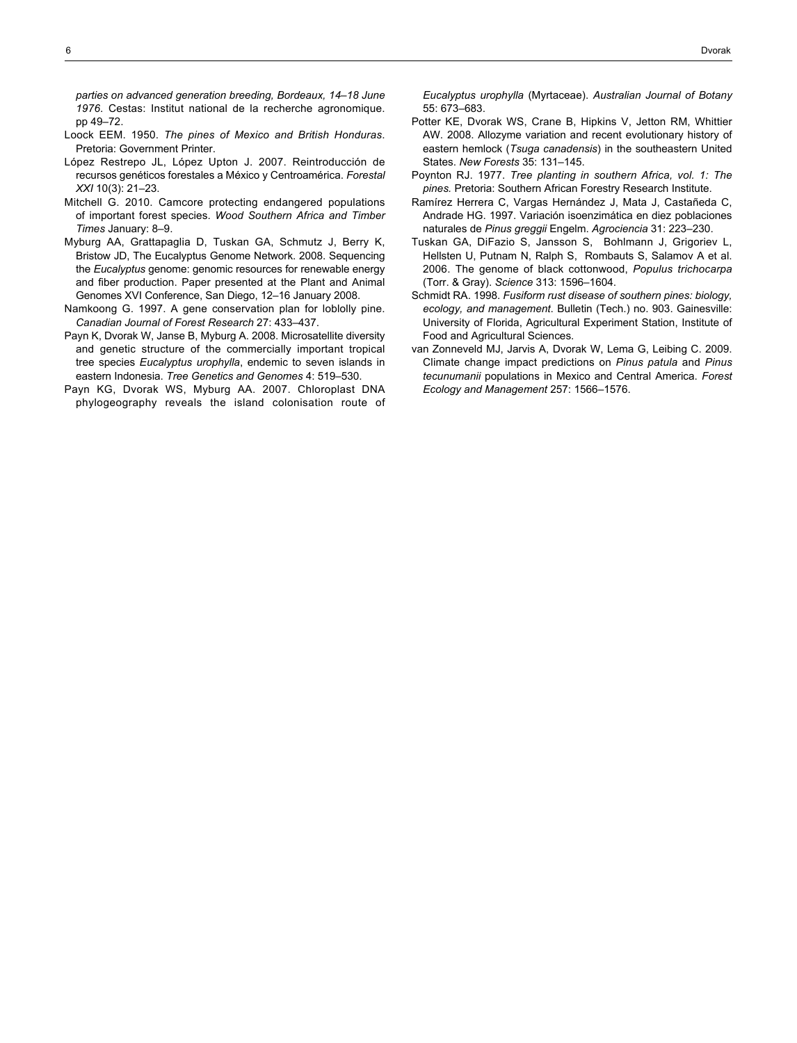*parties on advanced generation breeding, Bordeaux, 14–18 June 1976*. Cestas: Institut national de la recherche agronomique. pp 49–72.

Loock EEM. 1950. *The pines of Mexico and British Honduras*. Pretoria: Government Printer.

López Restrepo JL, López Upton J. 2007. Reintroducción de recursos genéticos forestales a México y Centroamérica. *Forestal XXI* 10(3): 21–23.

Mitchell G. 2010. Camcore protecting endangered populations of important forest species. *Wood Southern Africa and Timber Times* January: 8–9.

Myburg AA, Grattapaglia D, Tuskan GA, Schmutz J, Berry K, Bristow JD, The Eucalyptus Genome Network. 2008. Sequencing the *Eucalyptus* genome: genomic resources for renewable energy and fiber production. Paper presented at the Plant and Animal Genomes XVI Conference, San Diego, 12–16 January 2008.

Namkoong G. 1997. A gene conservation plan for loblolly pine. *Canadian Journal of Forest Research* 27: 433–437.

Payn K, Dvorak W, Janse B, Myburg A. 2008. Microsatellite diversity and genetic structure of the commercially important tropical tree species *Eucalyptus urophylla*, endemic to seven islands in eastern Indonesia. *Tree Genetics and Genomes* 4: 519–530.

Payn KG, Dvorak WS, Myburg AA. 2007. Chloroplast DNA phylogeography reveals the island colonisation route of *Eucalyptus urophylla* (Myrtaceae). *Australian Journal of Botany* 55: 673–683.

Potter KE, Dvorak WS, Crane B, Hipkins V, Jetton RM, Whittier AW. 2008. Allozyme variation and recent evolutionary history of eastern hemlock (*Tsuga canadensis*) in the southeastern United States. *New Forests* 35: 131–145.

Poynton RJ. 1977. *Tree planting in southern Africa, vol. 1: The pines.* Pretoria: Southern African Forestry Research Institute.

Ramírez Herrera C, Vargas Hernández J, Mata J, Castañeda C, Andrade HG. 1997. Variación isoenzimática en diez poblaciones naturales de *Pinus greggii* Engelm. *Agrociencia* 31: 223–230.

Tuskan GA, DiFazio S, Jansson S, Bohlmann J, Grigoriev L, Hellsten U, Putnam N, Ralph S, Rombauts S, Salamov A et al. 2006. The genome of black cottonwood, *Populus trichocarpa* (Torr. & Gray). *Science* 313: 1596–1604.

Schmidt RA. 1998. *Fusiform rust disease of southern pines: biology, ecology, and management*. Bulletin (Tech.) no. 903. Gainesville: University of Florida, Agricultural Experiment Station, Institute of Food and Agricultural Sciences.

van Zonneveld MJ, Jarvis A, Dvorak W, Lema G, Leibing C. 2009. Climate change impact predictions on *Pinus patula* and *Pinus tecunumanii* populations in Mexico and Central America. *Forest Ecology and Management* 257: 1566–1576.